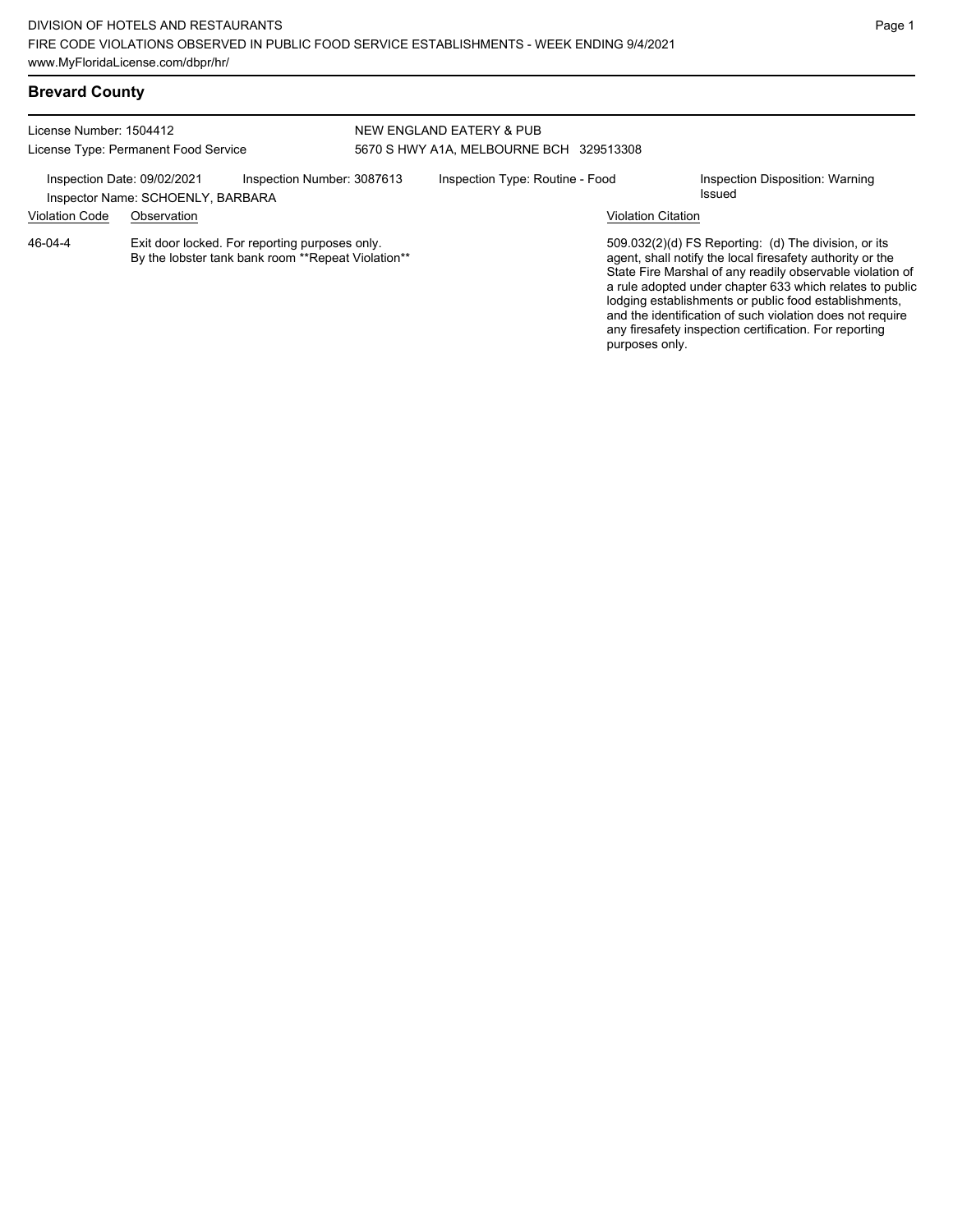DIVISION OF HOTELS AND RESTAURANTS
FIRE CODE VIOLATIONS OBSERVED IN PUBLIC FOOD SERVICE ESTABLISHMENTS - WEEK ENDING 9/4/2021
www.MyFloridaLicense.com/dbpr/hr/

## Brevard County

License Number: 1504412
License Type: Permanent Food Service

NEW ENGLAND EATERY & PUB
5670 S HWY A1A, MELBOURNE BCH 329513308

Inspection Date: 09/02/2021
Inspector Name: SCHOENLY, BARBARA
Inspection Number: 3087613
Inspection Type: Routine - Food
Inspection Disposition: Warning Issued

| Violation Code | Observation | Violation Citation |
| --- | --- | --- |
| 46-04-4 | Exit door locked. For reporting purposes only. By the lobster tank bank room **Repeat Violation** | 509.032(2)(d) FS Reporting: (d) The division, or its agent, shall notify the local firesafety authority or the State Fire Marshal of any readily observable violation of a rule adopted under chapter 633 which relates to public lodging establishments or public food establishments, and the identification of such violation does not require any firesafety inspection certification. For reporting purposes only. |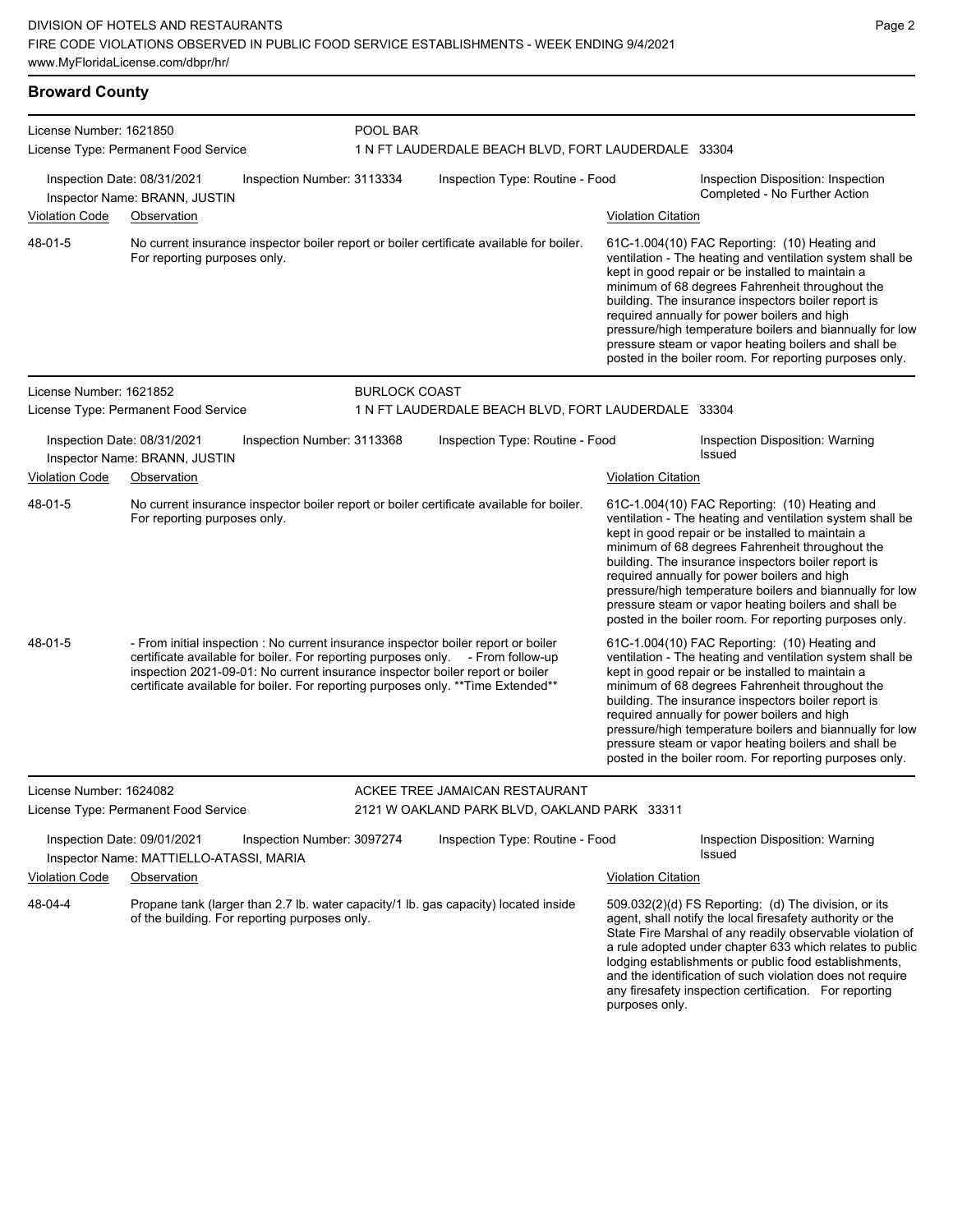## Broward County

**License Number:** 1621850 — **POOL BAR**
**License Type:** Permanent Food Service — 1 N FT LAUDERDALE BEACH BLVD, FORT LAUDERDALE 33304

Inspection Date: 08/31/2021 | Inspection Number: 3113334 | Inspection Type: Routine - Food | Inspection Disposition: Inspection Completed - No Further Action
Inspector Name: BRANN, JUSTIN

| Violation Code | Observation | Violation Citation |
|---|---|---|
| 48-01-5 | No current insurance inspector boiler report or boiler certificate available for boiler. For reporting purposes only. | 61C-1.004(10) FAC Reporting: (10) Heating and ventilation - The heating and ventilation system shall be kept in good repair or be installed to maintain a minimum of 68 degrees Fahrenheit throughout the building. The insurance inspectors boiler report is required annually for power boilers and high pressure/high temperature boilers and biannually for low pressure steam or vapor heating boilers and shall be posted in the boiler room. For reporting purposes only. |

**License Number:** 1621852 — **BURLOCK COAST**
**License Type:** Permanent Food Service — 1 N FT LAUDERDALE BEACH BLVD, FORT LAUDERDALE 33304

Inspection Date: 08/31/2021 | Inspection Number: 3113368 | Inspection Type: Routine - Food | Inspection Disposition: Warning Issued
Inspector Name: BRANN, JUSTIN

| Violation Code | Observation | Violation Citation |
|---|---|---|
| 48-01-5 | No current insurance inspector boiler report or boiler certificate available for boiler. For reporting purposes only. | 61C-1.004(10) FAC Reporting: (10) Heating and ventilation - The heating and ventilation system shall be kept in good repair or be installed to maintain a minimum of 68 degrees Fahrenheit throughout the building. The insurance inspectors boiler report is required annually for power boilers and high pressure/high temperature boilers and biannually for low pressure steam or vapor heating boilers and shall be posted in the boiler room. For reporting purposes only. |
| 48-01-5 | - From initial inspection : No current insurance inspector boiler report or boiler certificate available for boiler. For reporting purposes only. - From follow-up inspection 2021-09-01: No current insurance inspector boiler report or boiler certificate available for boiler. For reporting purposes only. **Time Extended** | 61C-1.004(10) FAC Reporting: (10) Heating and ventilation - The heating and ventilation system shall be kept in good repair or be installed to maintain a minimum of 68 degrees Fahrenheit throughout the building. The insurance inspectors boiler report is required annually for power boilers and high pressure/high temperature boilers and biannually for low pressure steam or vapor heating boilers and shall be posted in the boiler room. For reporting purposes only. |

**License Number:** 1624082 — **ACKEE TREE JAMAICAN RESTAURANT**
**License Type:** Permanent Food Service — 2121 W OAKLAND PARK BLVD, OAKLAND PARK 33311

Inspection Date: 09/01/2021 | Inspection Number: 3097274 | Inspection Type: Routine - Food | Inspection Disposition: Warning Issued
Inspector Name: MATTIELLO-ATASSI, MARIA

| Violation Code | Observation | Violation Citation |
|---|---|---|
| 48-04-4 | Propane tank (larger than 2.7 lb. water capacity/1 lb. gas capacity) located inside of the building. For reporting purposes only. | 509.032(2)(d) FS Reporting: (d) The division, or its agent, shall notify the local firesafety authority or the State Fire Marshal of any readily observable violation of a rule adopted under chapter 633 which relates to public lodging establishments or public food establishments, and the identification of such violation does not require any firesafety inspection certification. For reporting purposes only. |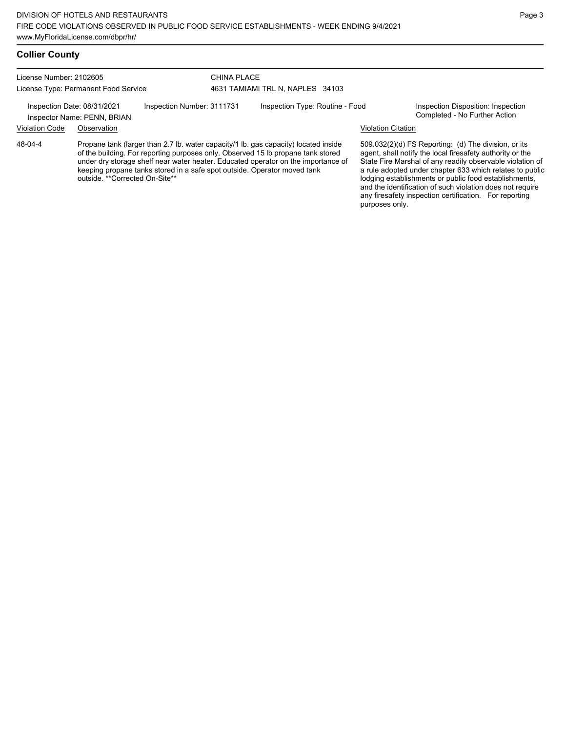## Collier County

License Number: 2102605
License Type: Permanent Food Service

CHINA PLACE
4631 TAMIAMI TRL N, NAPLES 34103

Inspection Date: 08/31/2021
Inspector Name: PENN, BRIAN

Inspection Number: 3111731

Inspection Type: Routine - Food

Inspection Disposition: Inspection Completed - No Further Action

| Violation Code | Observation | Violation Citation |
| --- | --- | --- |
| 48-04-4 | Propane tank (larger than 2.7 lb. water capacity/1 lb. gas capacity) located inside of the building. For reporting purposes only. Observed 15 lb propane tank stored under dry storage shelf near water heater. Educated operator on the importance of keeping propane tanks stored in a safe spot outside. Operator moved tank outside. **Corrected On-Site** | 509.032(2)(d) FS Reporting: (d) The division, or its agent, shall notify the local firesafety authority or the State Fire Marshal of any readily observable violation of a rule adopted under chapter 633 which relates to public lodging establishments or public food establishments, and the identification of such violation does not require any firesafety inspection certification. For reporting purposes only. |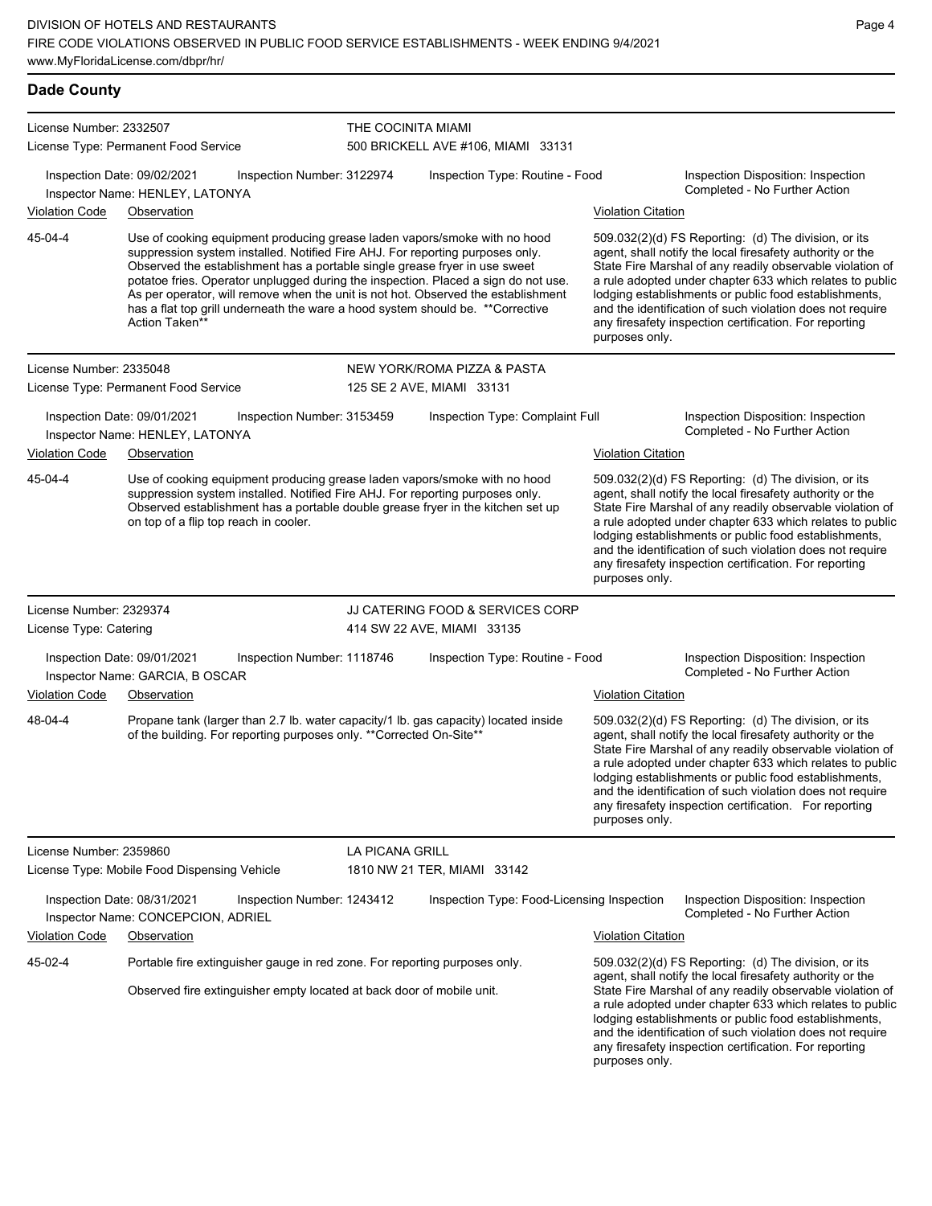## Dade County

**License Number:** 2332507
**License Type:** Permanent Food Service
**THE COCINITA MIAMI**
500 BRICKELL AVE #106, MIAMI 33131

Inspection Date: 09/02/2021 | Inspection Number: 3122974 | Inspection Type: Routine - Food | Inspection Disposition: Inspection Completed - No Further Action
Inspector Name: HENLEY, LATONYA

| Violation Code | Observation | Violation Citation |
|---|---|---|
| 45-04-4 | Use of cooking equipment producing grease laden vapors/smoke with no hood suppression system installed. Notified Fire AHJ. For reporting purposes only. Observed the establishment has a portable single grease fryer in use sweet potatoe fries. Operator unplugged during the inspection. Placed a sign do not use. As per operator, will remove when the unit is not hot. Observed the establishment has a flat top grill underneath the ware a hood system should be. **Corrective Action Taken** | 509.032(2)(d) FS Reporting: (d) The division, or its agent, shall notify the local firesafety authority or the State Fire Marshal of any readily observable violation of a rule adopted under chapter 633 which relates to public lodging establishments or public food establishments, and the identification of such violation does not require any firesafety inspection certification. For reporting purposes only. |

**License Number:** 2335048
**License Type:** Permanent Food Service
**NEW YORK/ROMA PIZZA & PASTA**
125 SE 2 AVE, MIAMI 33131

Inspection Date: 09/01/2021 | Inspection Number: 3153459 | Inspection Type: Complaint Full | Inspection Disposition: Inspection Completed - No Further Action
Inspector Name: HENLEY, LATONYA

| Violation Code | Observation | Violation Citation |
|---|---|---|
| 45-04-4 | Use of cooking equipment producing grease laden vapors/smoke with no hood suppression system installed. Notified Fire AHJ. For reporting purposes only. Observed establishment has a portable double grease fryer in the kitchen set up on top of a flip top reach in cooler. | 509.032(2)(d) FS Reporting: (d) The division, or its agent, shall notify the local firesafety authority or the State Fire Marshal of any readily observable violation of a rule adopted under chapter 633 which relates to public lodging establishments or public food establishments, and the identification of such violation does not require any firesafety inspection certification. For reporting purposes only. |

**License Number:** 2329374
**License Type:** Catering
**JJ CATERING FOOD & SERVICES CORP**
414 SW 22 AVE, MIAMI 33135

Inspection Date: 09/01/2021 | Inspection Number: 1118746 | Inspection Type: Routine - Food | Inspection Disposition: Inspection Completed - No Further Action
Inspector Name: GARCIA, B OSCAR

| Violation Code | Observation | Violation Citation |
|---|---|---|
| 48-04-4 | Propane tank (larger than 2.7 lb. water capacity/1 lb. gas capacity) located inside of the building. For reporting purposes only. **Corrected On-Site** | 509.032(2)(d) FS Reporting: (d) The division, or its agent, shall notify the local firesafety authority or the State Fire Marshal of any readily observable violation of a rule adopted under chapter 633 which relates to public lodging establishments or public food establishments, and the identification of such violation does not require any firesafety inspection certification. For reporting purposes only. |

**License Number:** 2359860
**License Type:** Mobile Food Dispensing Vehicle
**LA PICANA GRILL**
1810 NW 21 TER, MIAMI 33142

Inspection Date: 08/31/2021 | Inspection Number: 1243412 | Inspection Type: Food-Licensing Inspection | Inspection Disposition: Inspection Completed - No Further Action
Inspector Name: CONCEPCION, ADRIEL

| Violation Code | Observation | Violation Citation |
|---|---|---|
| 45-02-4 | Portable fire extinguisher gauge in red zone. For reporting purposes only. Observed fire extinguisher empty located at back door of mobile unit. | 509.032(2)(d) FS Reporting: (d) The division, or its agent, shall notify the local firesafety authority or the State Fire Marshal of any readily observable violation of a rule adopted under chapter 633 which relates to public lodging establishments or public food establishments, and the identification of such violation does not require any firesafety inspection certification. For reporting purposes only. |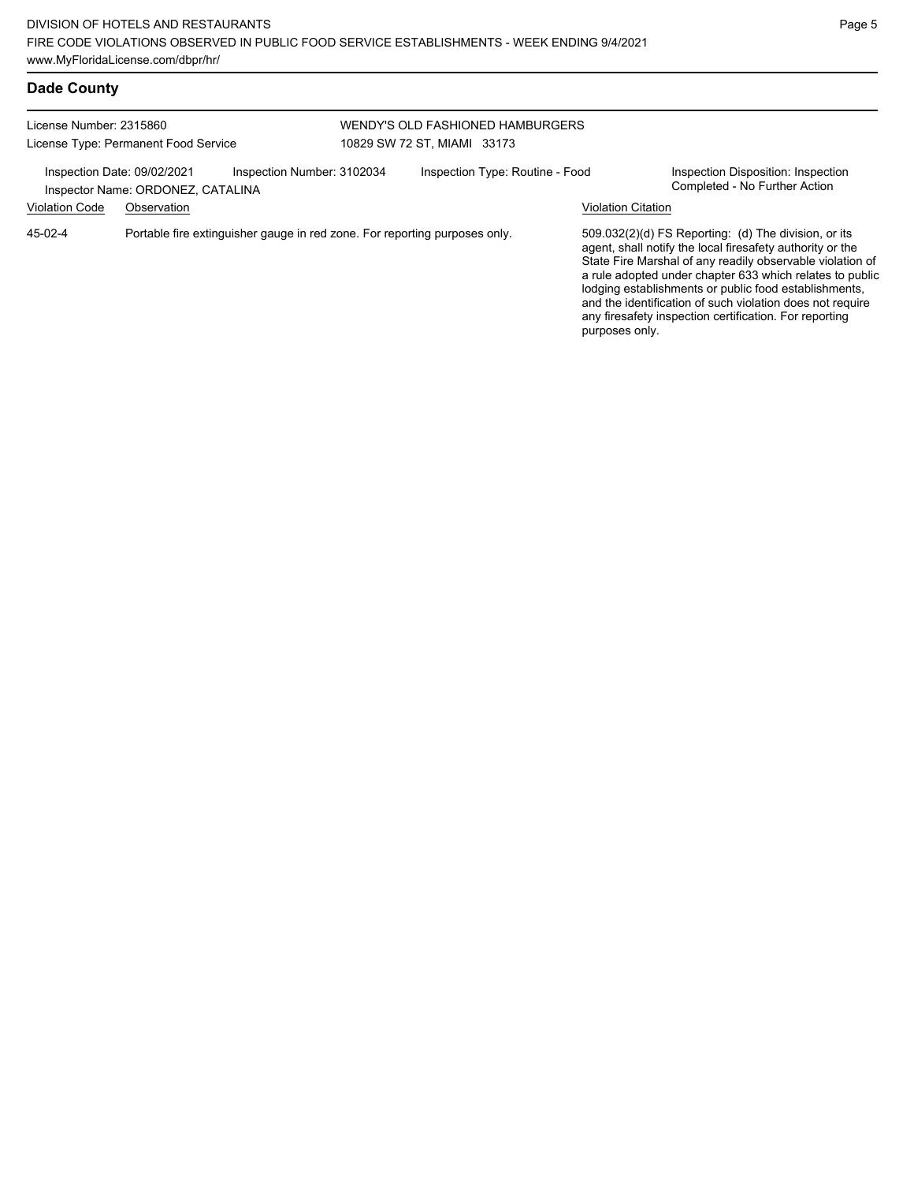## Dade County

License Number: 2315860
License Type: Permanent Food Service

WENDY'S OLD FASHIONED HAMBURGERS
10829 SW 72 ST, MIAMI 33173

Inspection Date: 09/02/2021
Inspector Name: ORDONEZ, CATALINA
Inspection Number: 3102034
Inspection Type: Routine - Food
Inspection Disposition: Inspection Completed - No Further Action

| Violation Code | Observation | Violation Citation |
| --- | --- | --- |
| 45-02-4 | Portable fire extinguisher gauge in red zone. For reporting purposes only. | 509.032(2)(d) FS Reporting: (d) The division, or its agent, shall notify the local firesafety authority or the State Fire Marshal of any readily observable violation of a rule adopted under chapter 633 which relates to public lodging establishments or public food establishments, and the identification of such violation does not require any firesafety inspection certification. For reporting purposes only. |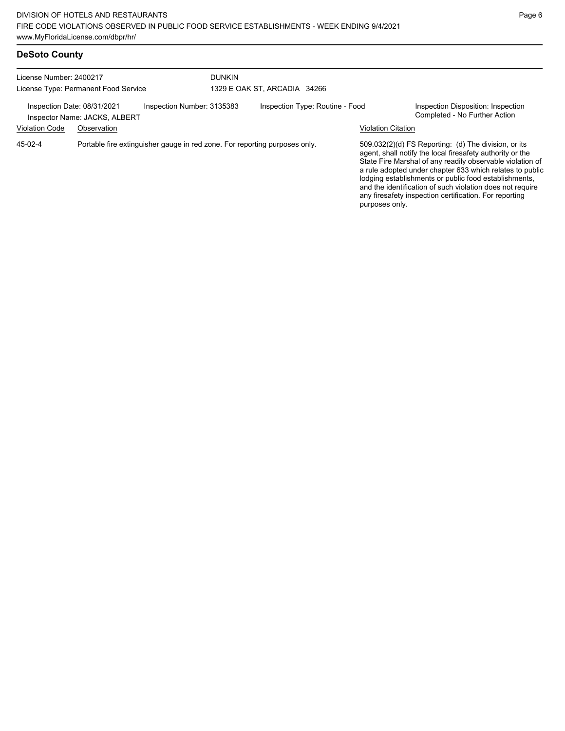## DeSoto County

License Number: 2400217
License Type: Permanent Food Service

DUNKIN
1329 E OAK ST, ARCADIA 34266

Inspection Date: 08/31/2021
Inspector Name: JACKS, ALBERT

Inspection Number: 3135383

Inspection Type: Routine - Food

Inspection Disposition: Inspection Completed - No Further Action

| Violation Code | Observation | Violation Citation |
| --- | --- | --- |
| 45-02-4 | Portable fire extinguisher gauge in red zone. For reporting purposes only. | 509.032(2)(d) FS Reporting: (d) The division, or its agent, shall notify the local firesafety authority or the State Fire Marshal of any readily observable violation of a rule adopted under chapter 633 which relates to public lodging establishments or public food establishments, and the identification of such violation does not require any firesafety inspection certification. For reporting purposes only. |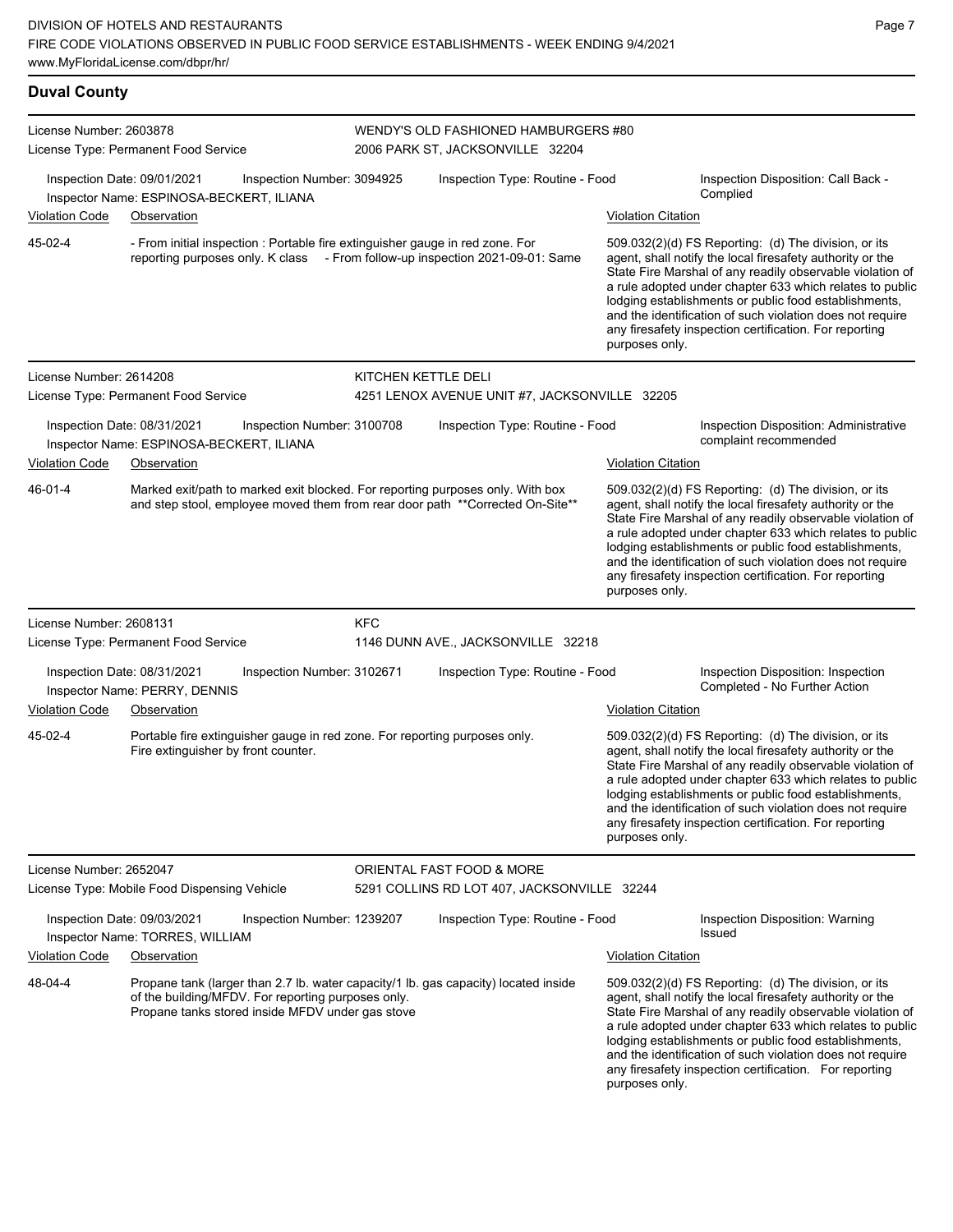## Duval County

**License Number:** 2603878
**License Type:** Permanent Food Service

**WENDY'S OLD FASHIONED HAMBURGERS #80**
2006 PARK ST, JACKSONVILLE 32204

Inspection Date: 09/01/2021 | Inspection Number: 3094925 | Inspection Type: Routine - Food | Inspection Disposition: Call Back - Complied

Inspector Name: ESPINOSA-BECKERT, ILIANA

| Violation Code | Observation | Violation Citation |
| --- | --- | --- |
| 45-02-4 | - From initial inspection : Portable fire extinguisher gauge in red zone. For reporting purposes only. K class - From follow-up inspection 2021-09-01: Same | 509.032(2)(d) FS Reporting: (d) The division, or its agent, shall notify the local firesafety authority or the State Fire Marshal of any readily observable violation of a rule adopted under chapter 633 which relates to public lodging establishments or public food establishments, and the identification of such violation does not require any firesafety inspection certification. For reporting purposes only. |

---

**License Number:** 2614208
**License Type:** Permanent Food Service

**KITCHEN KETTLE DELI**
4251 LENOX AVENUE UNIT #7, JACKSONVILLE 32205

Inspection Date: 08/31/2021 | Inspection Number: 3100708 | Inspection Type: Routine - Food | Inspection Disposition: Administrative complaint recommended

Inspector Name: ESPINOSA-BECKERT, ILIANA

| Violation Code | Observation | Violation Citation |
| --- | --- | --- |
| 46-01-4 | Marked exit/path to marked exit blocked. For reporting purposes only. With box and step stool, employee moved them from rear door path **Corrected On-Site** | 509.032(2)(d) FS Reporting: (d) The division, or its agent, shall notify the local firesafety authority or the State Fire Marshal of any readily observable violation of a rule adopted under chapter 633 which relates to public lodging establishments or public food establishments, and the identification of such violation does not require any firesafety inspection certification. For reporting purposes only. |

---

**License Number:** 2608131
**License Type:** Permanent Food Service

**KFC**
1146 DUNN AVE., JACKSONVILLE 32218

Inspection Date: 08/31/2021 | Inspection Number: 3102671 | Inspection Type: Routine - Food | Inspection Disposition: Inspection Completed - No Further Action

Inspector Name: PERRY, DENNIS

| Violation Code | Observation | Violation Citation |
| --- | --- | --- |
| 45-02-4 | Portable fire extinguisher gauge in red zone. For reporting purposes only. Fire extinguisher by front counter. | 509.032(2)(d) FS Reporting: (d) The division, or its agent, shall notify the local firesafety authority or the State Fire Marshal of any readily observable violation of a rule adopted under chapter 633 which relates to public lodging establishments or public food establishments, and the identification of such violation does not require any firesafety inspection certification. For reporting purposes only. |

---

**License Number:** 2652047
**License Type:** Mobile Food Dispensing Vehicle

**ORIENTAL FAST FOOD & MORE**
5291 COLLINS RD LOT 407, JACKSONVILLE 32244

Inspection Date: 09/03/2021 | Inspection Number: 1239207 | Inspection Type: Routine - Food | Inspection Disposition: Warning Issued

Inspector Name: TORRES, WILLIAM

| Violation Code | Observation | Violation Citation |
| --- | --- | --- |
| 48-04-4 | Propane tank (larger than 2.7 lb. water capacity/1 lb. gas capacity) located inside of the building/MFDV. For reporting purposes only. Propane tanks stored inside MFDV under gas stove | 509.032(2)(d) FS Reporting: (d) The division, or its agent, shall notify the local firesafety authority or the State Fire Marshal of any readily observable violation of a rule adopted under chapter 633 which relates to public lodging establishments or public food establishments, and the identification of such violation does not require any firesafety inspection certification. For reporting purposes only. |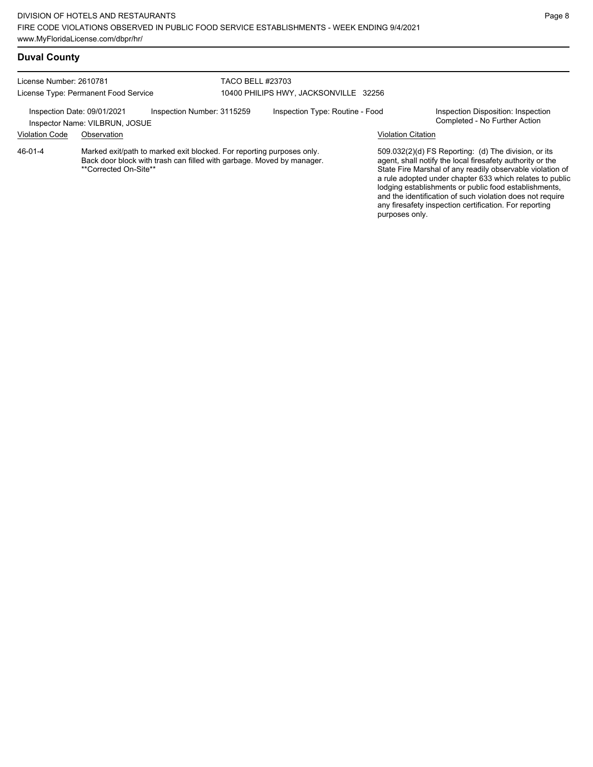## Duval County

License Number: 2610781
License Type: Permanent Food Service

TACO BELL #23703
10400 PHILIPS HWY, JACKSONVILLE 32256

Inspection Date: 09/01/2021
Inspector Name: VILBRUN, JOSUE

Inspection Number: 3115259

Inspection Type: Routine - Food

Inspection Disposition: Inspection Completed - No Further Action

| Violation Code | Observation | Violation Citation |
|---|---|---|
| 46-01-4 | Marked exit/path to marked exit blocked. For reporting purposes only. Back door block with trash can filled with garbage. Moved by manager. **Corrected On-Site** | 509.032(2)(d) FS Reporting: (d) The division, or its agent, shall notify the local firesafety authority or the State Fire Marshal of any readily observable violation of a rule adopted under chapter 633 which relates to public lodging establishments or public food establishments, and the identification of such violation does not require any firesafety inspection certification. For reporting purposes only. |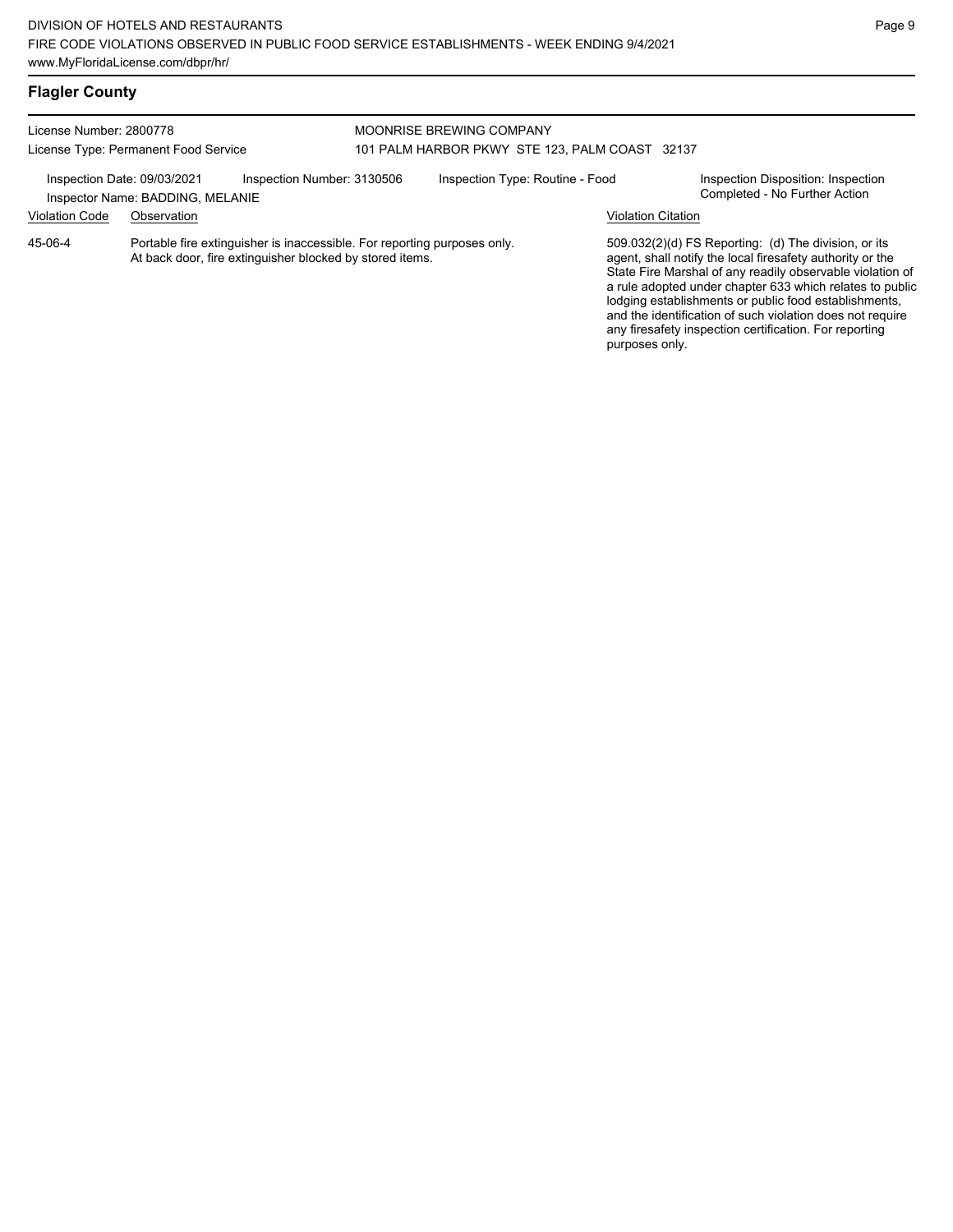## Flagler County

License Number: 2800778
License Type: Permanent Food Service

MOONRISE BREWING COMPANY
101 PALM HARBOR PKWY STE 123, PALM COAST 32137

Inspection Date: 09/03/2021
Inspector Name: BADDING, MELANIE
Inspection Number: 3130506
Inspection Type: Routine - Food
Inspection Disposition: Inspection Completed - No Further Action

| Violation Code | Observation | Violation Citation |
|---|---|---|
| 45-06-4 | Portable fire extinguisher is inaccessible. For reporting purposes only. At back door, fire extinguisher blocked by stored items. | 509.032(2)(d) FS Reporting: (d) The division, or its agent, shall notify the local firesafety authority or the State Fire Marshal of any readily observable violation of a rule adopted under chapter 633 which relates to public lodging establishments or public food establishments, and the identification of such violation does not require any firesafety inspection certification. For reporting purposes only. |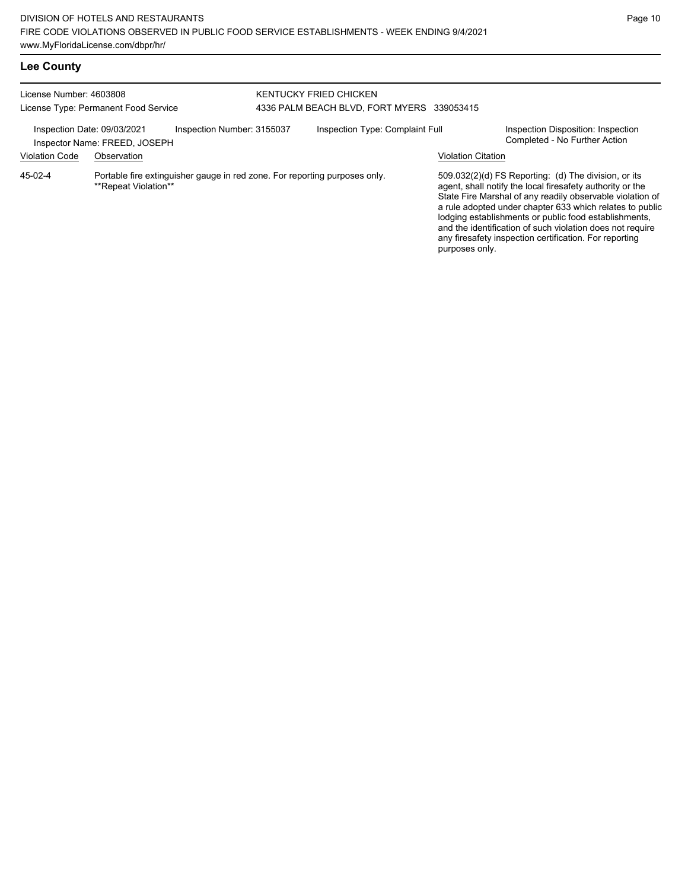## Lee County

License Number: 4603808
License Type: Permanent Food Service

KENTUCKY FRIED CHICKEN
4336 PALM BEACH BLVD, FORT MYERS 339053415

Inspection Date: 09/03/2021
Inspector Name: FREED, JOSEPH
Inspection Number: 3155037
Inspection Type: Complaint Full
Inspection Disposition: Inspection Completed - No Further Action

| Violation Code | Observation | Violation Citation |
| --- | --- | --- |
| 45-02-4 | Portable fire extinguisher gauge in red zone. For reporting purposes only. **Repeat Violation** | 509.032(2)(d) FS Reporting: (d) The division, or its agent, shall notify the local firesafety authority or the State Fire Marshal of any readily observable violation of a rule adopted under chapter 633 which relates to public lodging establishments or public food establishments, and the identification of such violation does not require any firesafety inspection certification. For reporting purposes only. |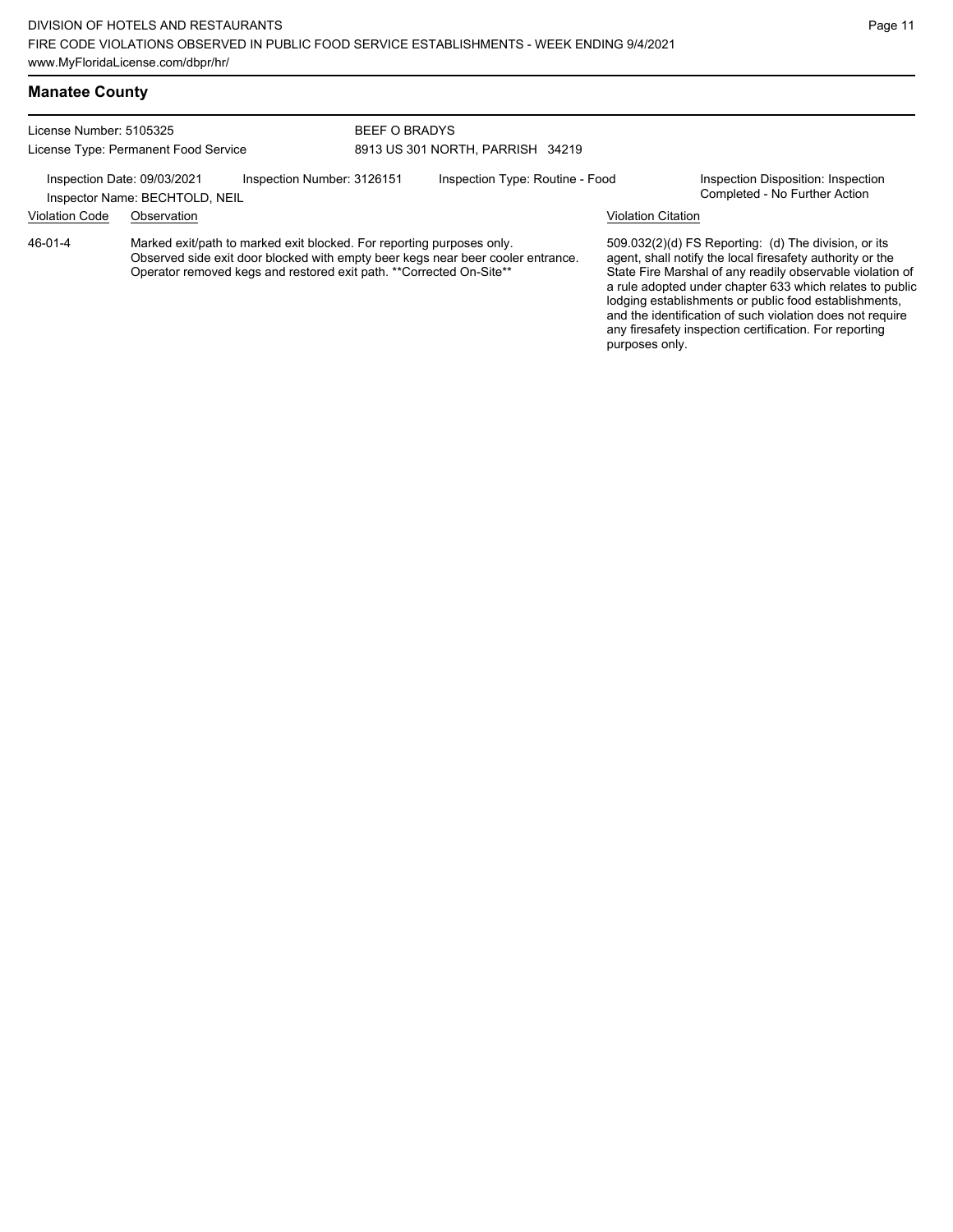## Manatee County

License Number: 5105325
License Type: Permanent Food Service

BEEF O BRADYS
8913 US 301 NORTH, PARRISH 34219

Inspection Date: 09/03/2021
Inspector Name: BECHTOLD, NEIL
Inspection Number: 3126151
Inspection Type: Routine - Food
Inspection Disposition: Inspection Completed - No Further Action

| Violation Code | Observation | Violation Citation |
| --- | --- | --- |
| 46-01-4 | Marked exit/path to marked exit blocked. For reporting purposes only. Observed side exit door blocked with empty beer kegs near beer cooler entrance. Operator removed kegs and restored exit path. **Corrected On-Site** | 509.032(2)(d) FS Reporting: (d) The division, or its agent, shall notify the local firesafety authority or the State Fire Marshal of any readily observable violation of a rule adopted under chapter 633 which relates to public lodging establishments or public food establishments, and the identification of such violation does not require any firesafety inspection certification. For reporting purposes only. |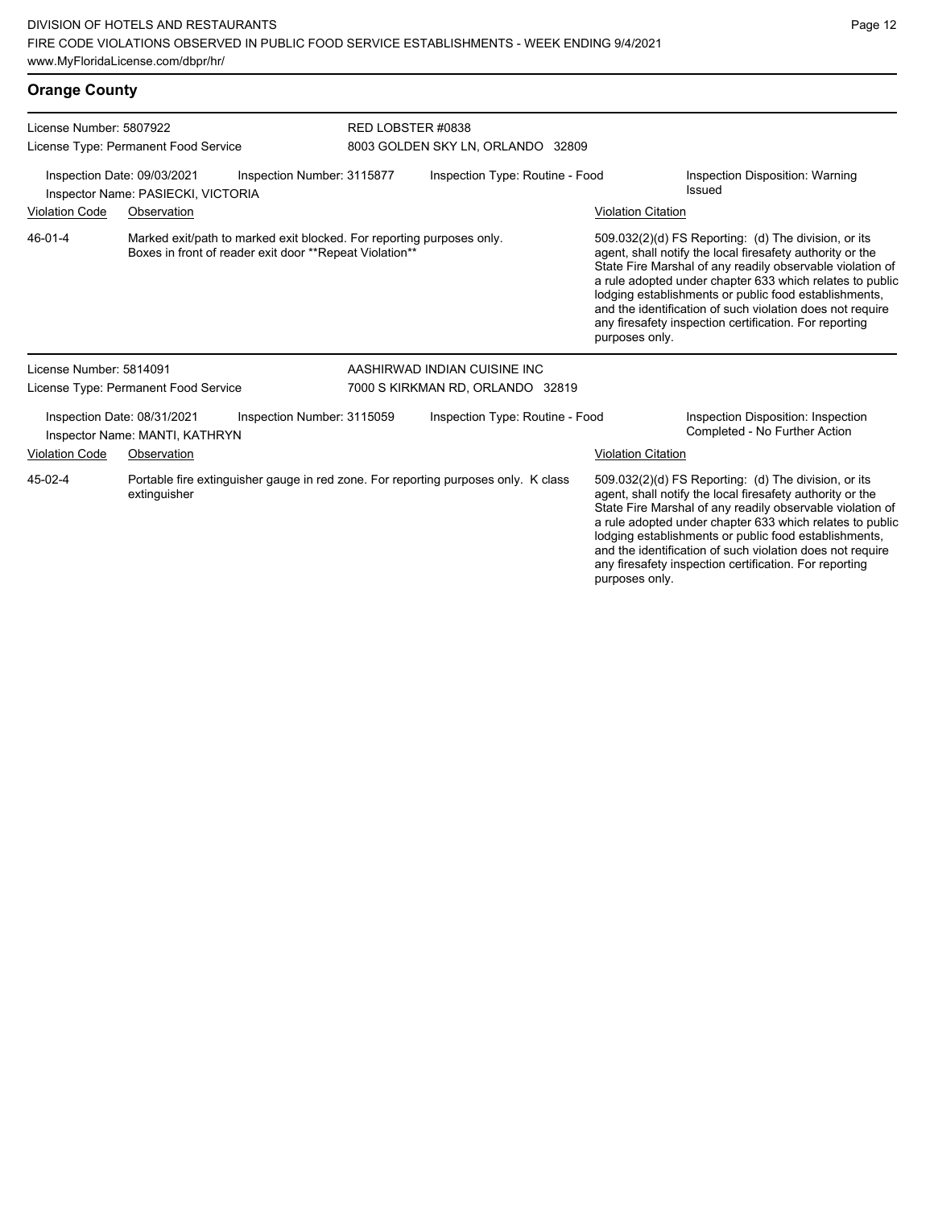## Orange County

License Number: 5807922
License Type: Permanent Food Service

RED LOBSTER #0838
8003 GOLDEN SKY LN, ORLANDO 32809

Inspection Date: 09/03/2021
Inspection Number: 3115877
Inspection Type: Routine - Food
Inspection Disposition: Warning Issued
Inspector Name: PASIECKI, VICTORIA

| Violation Code | Observation | Violation Citation |
|---|---|---|
| 46-01-4 | Marked exit/path to marked exit blocked. For reporting purposes only. Boxes in front of reader exit door **Repeat Violation** | 509.032(2)(d) FS Reporting: (d) The division, or its agent, shall notify the local firesafety authority or the State Fire Marshal of any readily observable violation of a rule adopted under chapter 633 which relates to public lodging establishments or public food establishments, and the identification of such violation does not require any firesafety inspection certification. For reporting purposes only. |

License Number: 5814091
License Type: Permanent Food Service

AASHIRWAD INDIAN CUISINE INC
7000 S KIRKMAN RD, ORLANDO 32819

Inspection Date: 08/31/2021
Inspection Number: 3115059
Inspection Type: Routine - Food
Inspection Disposition: Inspection Completed - No Further Action
Inspector Name: MANTI, KATHRYN

| Violation Code | Observation | Violation Citation |
|---|---|---|
| 45-02-4 | Portable fire extinguisher gauge in red zone. For reporting purposes only. K class extinguisher | 509.032(2)(d) FS Reporting: (d) The division, or its agent, shall notify the local firesafety authority or the State Fire Marshal of any readily observable violation of a rule adopted under chapter 633 which relates to public lodging establishments or public food establishments, and the identification of such violation does not require any firesafety inspection certification. For reporting purposes only. |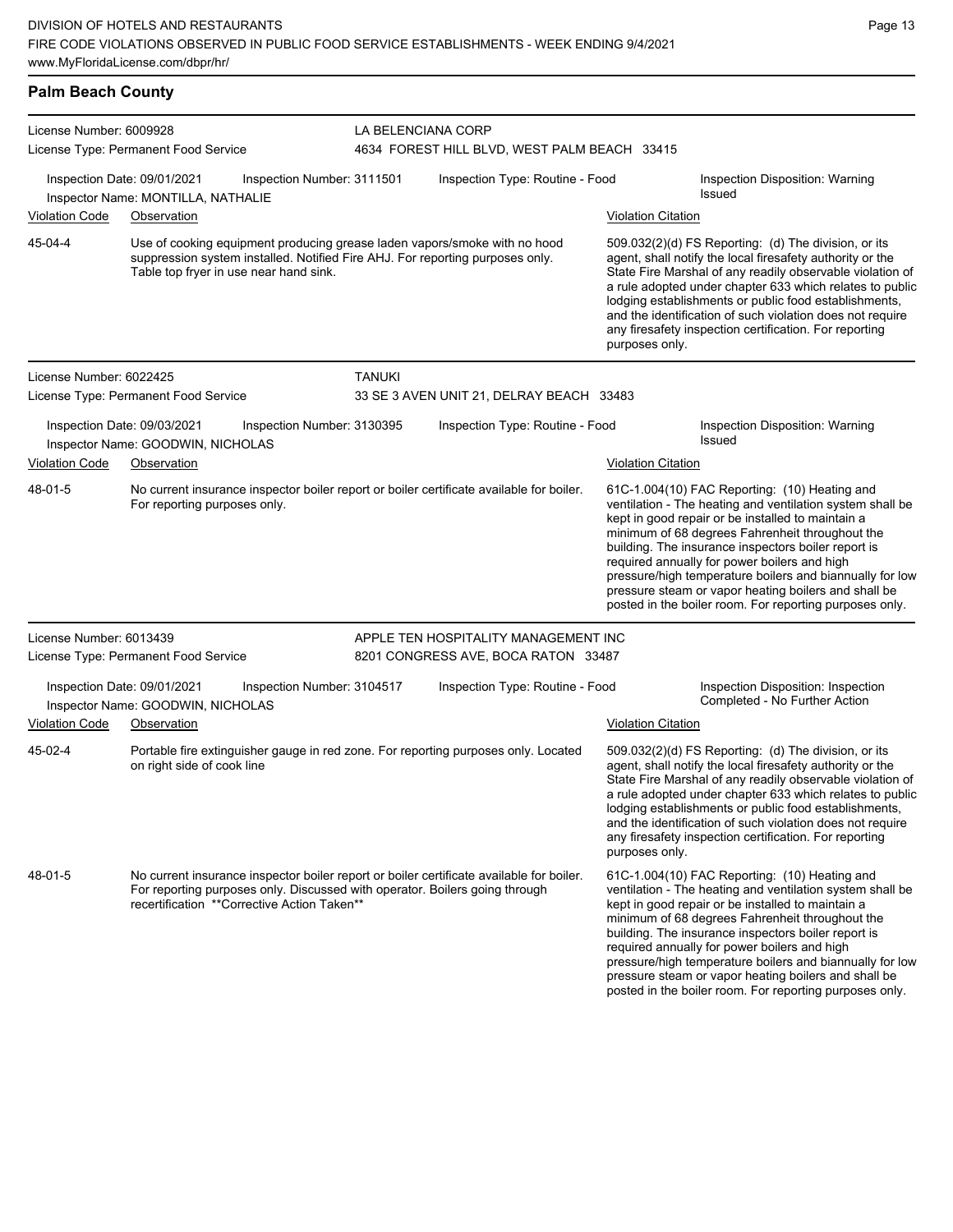## Palm Beach County

**License Number:** 6009928
**License Type:** Permanent Food Service

**LA BELENCIANA CORP**
4634 FOREST HILL BLVD, WEST PALM BEACH 33415

**Inspection Date:** 09/01/2021 **Inspection Number:** 3111501 **Inspection Type:** Routine - Food **Inspection Disposition:** Warning Issued
**Inspector Name:** MONTILLA, NATHALIE

| Violation Code | Observation | Violation Citation |
|---|---|---|
| 45-04-4 | Use of cooking equipment producing grease laden vapors/smoke with no hood suppression system installed. Notified Fire AHJ. For reporting purposes only. Table top fryer in use near hand sink. | 509.032(2)(d) FS Reporting: (d) The division, or its agent, shall notify the local firesafety authority or the State Fire Marshal of any readily observable violation of a rule adopted under chapter 633 which relates to public lodging establishments or public food establishments, and the identification of such violation does not require any firesafety inspection certification. For reporting purposes only. |

---

**License Number:** 6022425
**License Type:** Permanent Food Service

**TANUKI**
33 SE 3 AVEN UNIT 21, DELRAY BEACH 33483

**Inspection Date:** 09/03/2021 **Inspection Number:** 3130395 **Inspection Type:** Routine - Food **Inspection Disposition:** Warning Issued
**Inspector Name:** GOODWIN, NICHOLAS

| Violation Code | Observation | Violation Citation |
|---|---|---|
| 48-01-5 | No current insurance inspector boiler report or boiler certificate available for boiler. For reporting purposes only. | 61C-1.004(10) FAC Reporting: (10) Heating and ventilation - The heating and ventilation system shall be kept in good repair or be installed to maintain a minimum of 68 degrees Fahrenheit throughout the building. The insurance inspectors boiler report is required annually for power boilers and high pressure/high temperature boilers and biannually for low pressure steam or vapor heating boilers and shall be posted in the boiler room. For reporting purposes only. |

---

**License Number:** 6013439
**License Type:** Permanent Food Service

**APPLE TEN HOSPITALITY MANAGEMENT INC**
8201 CONGRESS AVE, BOCA RATON 33487

**Inspection Date:** 09/01/2021 **Inspection Number:** 3104517 **Inspection Type:** Routine - Food **Inspection Disposition:** Inspection Completed - No Further Action
**Inspector Name:** GOODWIN, NICHOLAS

| Violation Code | Observation | Violation Citation |
|---|---|---|
| 45-02-4 | Portable fire extinguisher gauge in red zone. For reporting purposes only. Located on right side of cook line | 509.032(2)(d) FS Reporting: (d) The division, or its agent, shall notify the local firesafety authority or the State Fire Marshal of any readily observable violation of a rule adopted under chapter 633 which relates to public lodging establishments or public food establishments, and the identification of such violation does not require any firesafety inspection certification. For reporting purposes only. |
| 48-01-5 | No current insurance inspector boiler report or boiler certificate available for boiler. For reporting purposes only. Discussed with operator. Boilers going through recertification **Corrective Action Taken** | 61C-1.004(10) FAC Reporting: (10) Heating and ventilation - The heating and ventilation system shall be kept in good repair or be installed to maintain a minimum of 68 degrees Fahrenheit throughout the building. The insurance inspectors boiler report is required annually for power boilers and high pressure/high temperature boilers and biannually for low pressure steam or vapor heating boilers and shall be posted in the boiler room. For reporting purposes only. |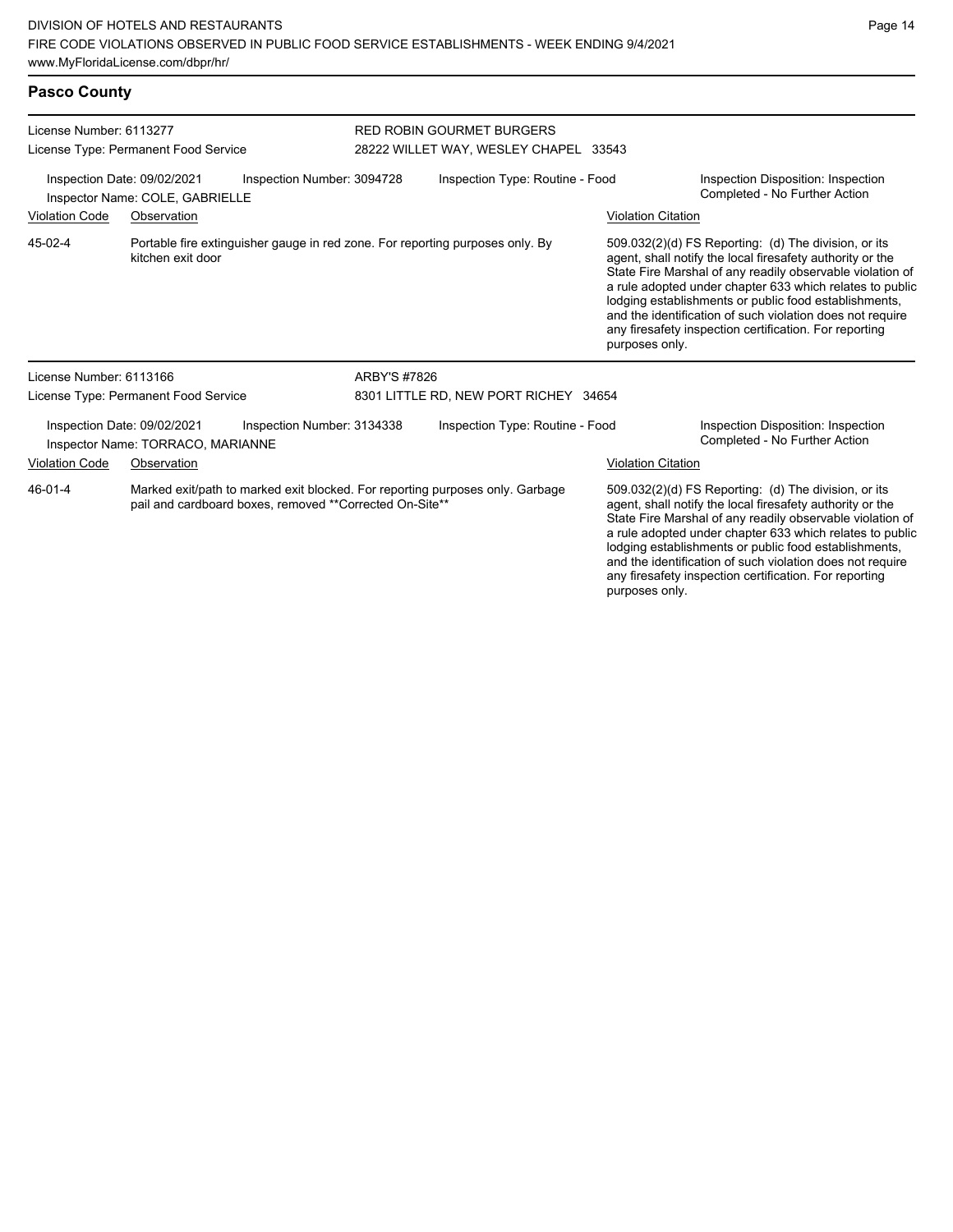## Pasco County

**License Number:** 6113277
**License Type:** Permanent Food Service

**RED ROBIN GOURMET BURGERS**
28222 WILLET WAY, WESLEY CHAPEL 33543

Inspection Date: 09/02/2021
Inspection Number: 3094728
Inspection Type: Routine - Food
Inspection Disposition: Inspection Completed - No Further Action
Inspector Name: COLE, GABRIELLE

| Violation Code | Observation | Violation Citation |
| --- | --- | --- |
| 45-02-4 | Portable fire extinguisher gauge in red zone. For reporting purposes only. By kitchen exit door | 509.032(2)(d) FS Reporting: (d) The division, or its agent, shall notify the local firesafety authority or the State Fire Marshal of any readily observable violation of a rule adopted under chapter 633 which relates to public lodging establishments or public food establishments, and the identification of such violation does not require any firesafety inspection certification. For reporting purposes only. |

**License Number:** 6113166
**License Type:** Permanent Food Service

**ARBY'S #7826**
8301 LITTLE RD, NEW PORT RICHEY 34654

Inspection Date: 09/02/2021
Inspection Number: 3134338
Inspection Type: Routine - Food
Inspection Disposition: Inspection Completed - No Further Action
Inspector Name: TORRACO, MARIANNE

| Violation Code | Observation | Violation Citation |
| --- | --- | --- |
| 46-01-4 | Marked exit/path to marked exit blocked. For reporting purposes only. Garbage pail and cardboard boxes, removed **Corrected On-Site** | 509.032(2)(d) FS Reporting: (d) The division, or its agent, shall notify the local firesafety authority or the State Fire Marshal of any readily observable violation of a rule adopted under chapter 633 which relates to public lodging establishments or public food establishments, and the identification of such violation does not require any firesafety inspection certification. For reporting purposes only. |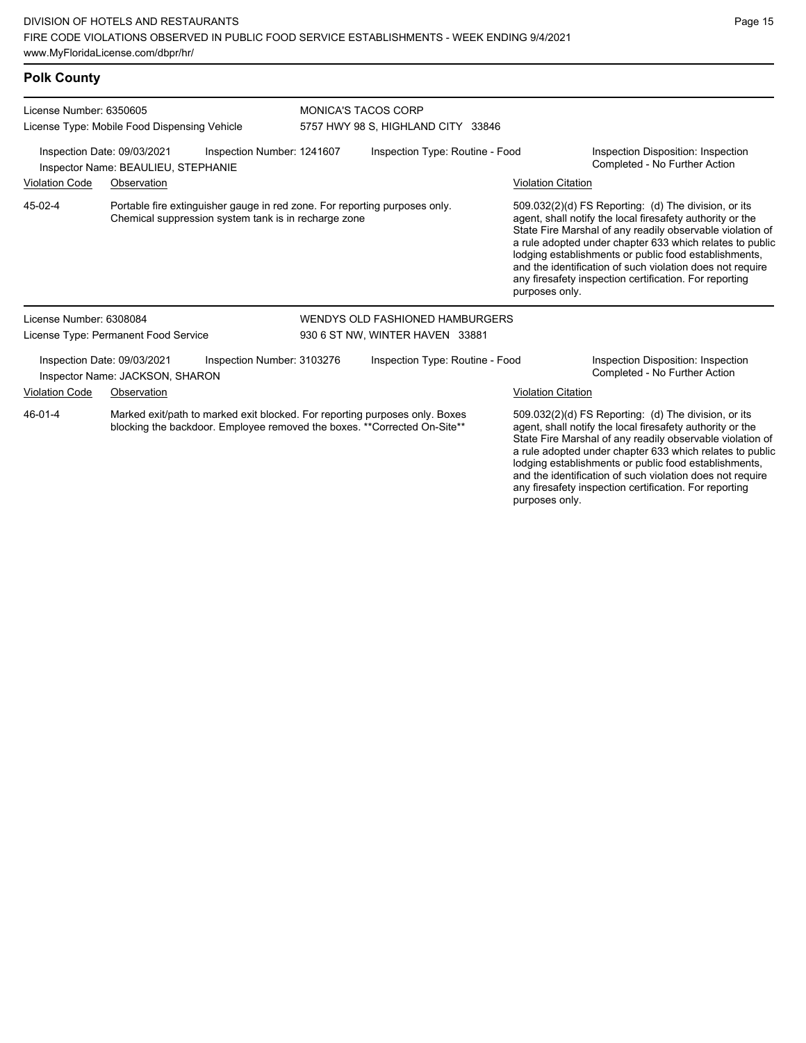## Polk County

License Number: 6350605
License Type: Mobile Food Dispensing Vehicle

MONICA'S TACOS CORP
5757 HWY 98 S, HIGHLAND CITY 33846

Inspection Date: 09/03/2021 | Inspection Number: 1241607 | Inspection Type: Routine - Food | Inspection Disposition: Inspection Completed - No Further Action
Inspector Name: BEAULIEU, STEPHANIE

| Violation Code | Observation | Violation Citation |
|---|---|---|
| 45-02-4 | Portable fire extinguisher gauge in red zone. For reporting purposes only. Chemical suppression system tank is in recharge zone | 509.032(2)(d) FS Reporting: (d) The division, or its agent, shall notify the local firesafety authority or the State Fire Marshal of any readily observable violation of a rule adopted under chapter 633 which relates to public lodging establishments or public food establishments, and the identification of such violation does not require any firesafety inspection certification. For reporting purposes only. |

License Number: 6308084
License Type: Permanent Food Service

WENDYS OLD FASHIONED HAMBURGERS
930 6 ST NW, WINTER HAVEN 33881

Inspection Date: 09/03/2021 | Inspection Number: 3103276 | Inspection Type: Routine - Food | Inspection Disposition: Inspection Completed - No Further Action
Inspector Name: JACKSON, SHARON

| Violation Code | Observation | Violation Citation |
|---|---|---|
| 46-01-4 | Marked exit/path to marked exit blocked. For reporting purposes only. Boxes blocking the backdoor. Employee removed the boxes. **Corrected On-Site** | 509.032(2)(d) FS Reporting: (d) The division, or its agent, shall notify the local firesafety authority or the State Fire Marshal of any readily observable violation of a rule adopted under chapter 633 which relates to public lodging establishments or public food establishments, and the identification of such violation does not require any firesafety inspection certification. For reporting purposes only. |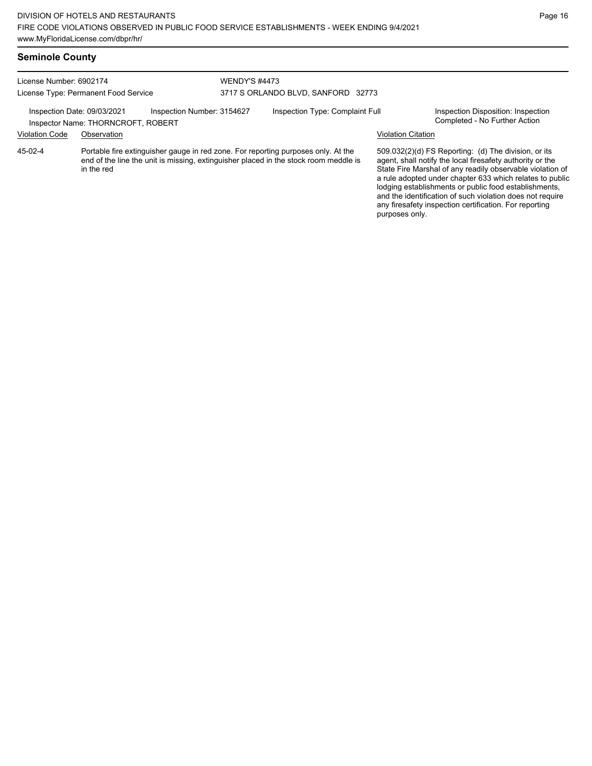## Seminole County

| License Number: 6902174 | WENDY'S #4473 |
|---|---|
| License Type: Permanent Food Service | 3717 S ORLANDO BLVD, SANFORD 32773 |

Inspection Date: 09/03/2021 | Inspection Number: 3154627 | Inspection Type: Complaint Full | Inspection Disposition: Inspection Completed - No Further Action

Inspector Name: THORNCROFT, ROBERT

| Violation Code | Observation | Violation Citation |
|---|---|---|
| 45-02-4 | Portable fire extinguisher gauge in red zone. For reporting purposes only. At the end of the line the unit is missing, extinguisher placed in the stock room meddle is in the red | 509.032(2)(d) FS Reporting: (d) The division, or its agent, shall notify the local firesafety authority or the State Fire Marshal of any readily observable violation of a rule adopted under chapter 633 which relates to public lodging establishments or public food establishments, and the identification of such violation does not require any firesafety inspection certification. For reporting purposes only. |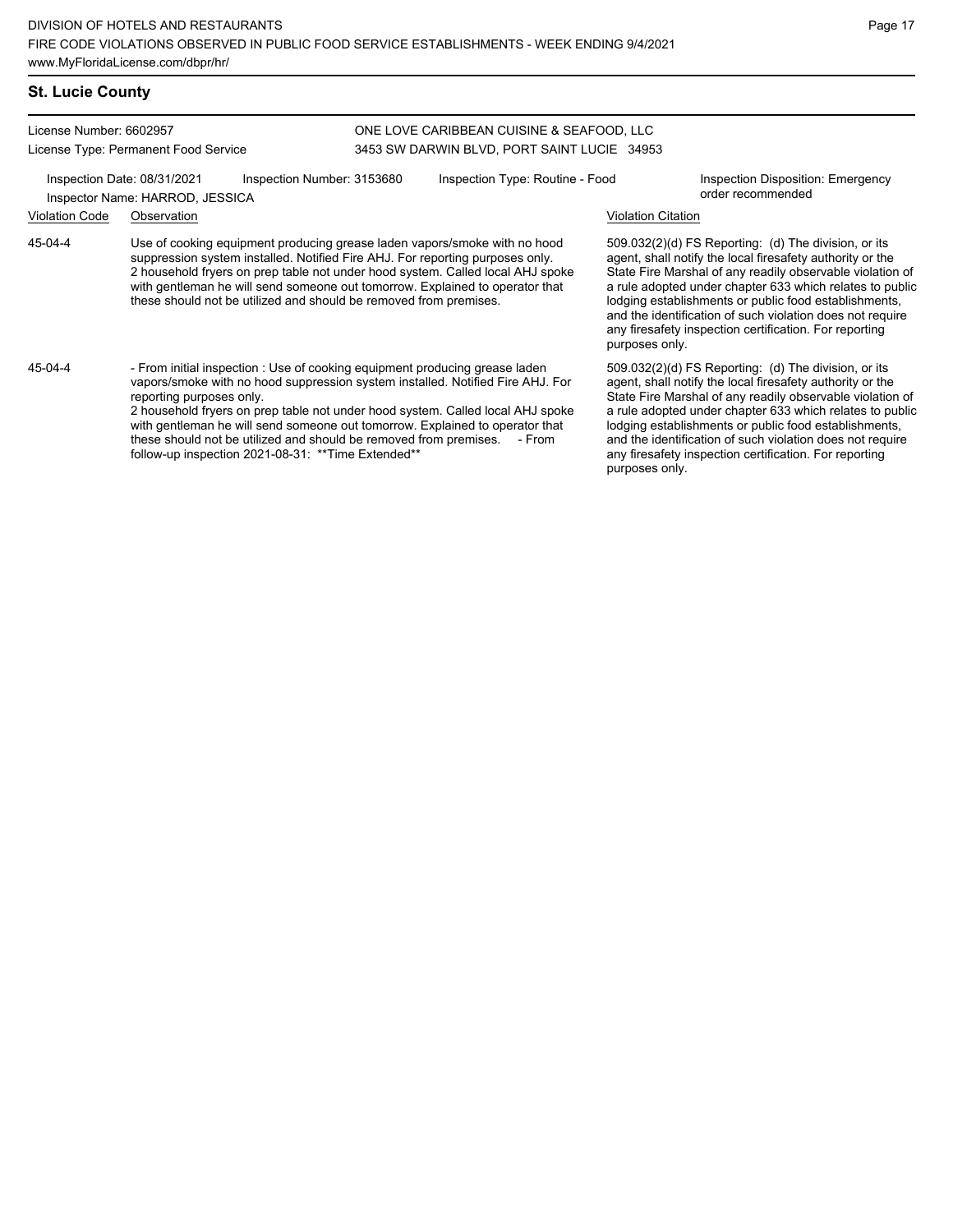## St. Lucie County

License Number: 6602957
License Type: Permanent Food Service

ONE LOVE CARIBBEAN CUISINE & SEAFOOD, LLC
3453 SW DARWIN BLVD, PORT SAINT LUCIE 34953

Inspection Date: 08/31/2021
Inspection Number: 3153680
Inspection Type: Routine - Food
Inspection Disposition: Emergency order recommended
Inspector Name: HARROD, JESSICA

| Violation Code | Observation | Violation Citation |
| --- | --- | --- |
| 45-04-4 | Use of cooking equipment producing grease laden vapors/smoke with no hood suppression system installed. Notified Fire AHJ. For reporting purposes only. 2 household fryers on prep table not under hood system. Called local AHJ spoke with gentleman he will send someone out tomorrow. Explained to operator that these should not be utilized and should be removed from premises. | 509.032(2)(d) FS Reporting: (d) The division, or its agent, shall notify the local firesafety authority or the State Fire Marshal of any readily observable violation of a rule adopted under chapter 633 which relates to public lodging establishments or public food establishments, and the identification of such violation does not require any firesafety inspection certification. For reporting purposes only. |
| 45-04-4 | - From initial inspection : Use of cooking equipment producing grease laden vapors/smoke with no hood suppression system installed. Notified Fire AHJ. For reporting purposes only. 2 household fryers on prep table not under hood system. Called local AHJ spoke with gentleman he will send someone out tomorrow. Explained to operator that these should not be utilized and should be removed from premises. - From follow-up inspection 2021-08-31: **Time Extended** | 509.032(2)(d) FS Reporting: (d) The division, or its agent, shall notify the local firesafety authority or the State Fire Marshal of any readily observable violation of a rule adopted under chapter 633 which relates to public lodging establishments or public food establishments, and the identification of such violation does not require any firesafety inspection certification. For reporting purposes only. |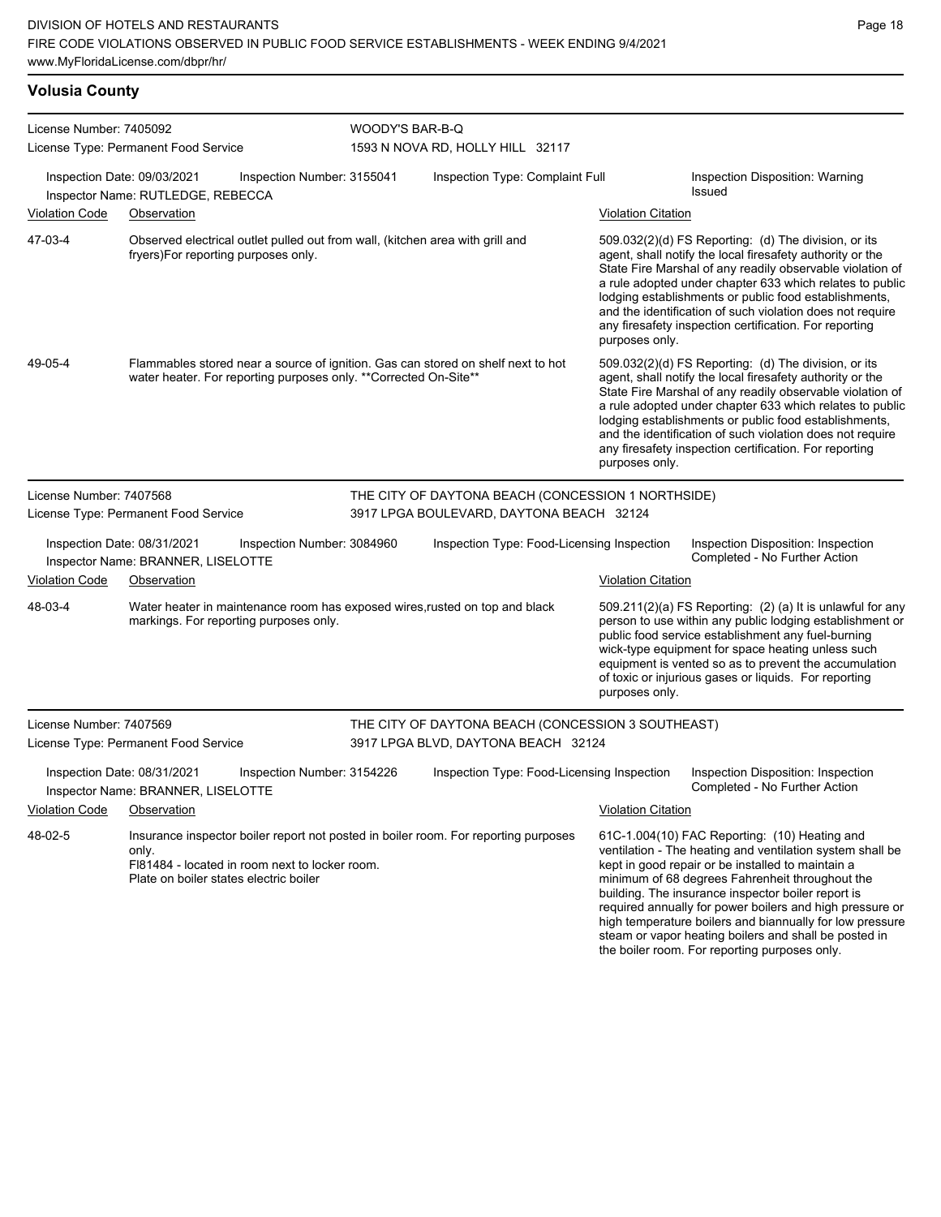## Volusia County

**License Number:** 7405092
**License Type:** Permanent Food Service

**WOODY'S BAR-B-Q**
1593 N NOVA RD, HOLLY HILL 32117

**Inspection Date:** 09/03/2021 **Inspection Number:** 3155041 **Inspection Type:** Complaint Full **Inspection Disposition:** Warning Issued
**Inspector Name:** RUTLEDGE, REBECCA

| Violation Code | Observation | Violation Citation |
|---|---|---|
| 47-03-4 | Observed electrical outlet pulled out from wall, (kitchen area with grill and fryers)For reporting purposes only. | 509.032(2)(d) FS Reporting: (d) The division, or its agent, shall notify the local firesafety authority or the State Fire Marshal of any readily observable violation of a rule adopted under chapter 633 which relates to public lodging establishments or public food establishments, and the identification of such violation does not require any firesafety inspection certification. For reporting purposes only. |
| 49-05-4 | Flammables stored near a source of ignition. Gas can stored on shelf next to hot water heater. For reporting purposes only. **Corrected On-Site** | 509.032(2)(d) FS Reporting: (d) The division, or its agent, shall notify the local firesafety authority or the State Fire Marshal of any readily observable violation of a rule adopted under chapter 633 which relates to public lodging establishments or public food establishments, and the identification of such violation does not require any firesafety inspection certification. For reporting purposes only. |

**License Number:** 7407568
**License Type:** Permanent Food Service

**THE CITY OF DAYTONA BEACH (CONCESSION 1 NORTHSIDE)**
3917 LPGA BOULEVARD, DAYTONA BEACH 32124

**Inspection Date:** 08/31/2021 **Inspection Number:** 3084960 **Inspection Type:** Food-Licensing Inspection **Inspection Disposition:** Inspection Completed - No Further Action
**Inspector Name:** BRANNER, LISELOTTE

| Violation Code | Observation | Violation Citation |
|---|---|---|
| 48-03-4 | Water heater in maintenance room has exposed wires,rusted on top and black markings. For reporting purposes only. | 509.211(2)(a) FS Reporting: (2) (a) It is unlawful for any person to use within any public lodging establishment or public food service establishment any fuel-burning wick-type equipment for space heating unless such equipment is vented so as to prevent the accumulation of toxic or injurious gases or liquids. For reporting purposes only. |

**License Number:** 7407569
**License Type:** Permanent Food Service

**THE CITY OF DAYTONA BEACH (CONCESSION 3 SOUTHEAST)**
3917 LPGA BLVD, DAYTONA BEACH 32124

**Inspection Date:** 08/31/2021 **Inspection Number:** 3154226 **Inspection Type:** Food-Licensing Inspection **Inspection Disposition:** Inspection Completed - No Further Action
**Inspector Name:** BRANNER, LISELOTTE

| Violation Code | Observation | Violation Citation |
|---|---|---|
| 48-02-5 | Insurance inspector boiler report not posted in boiler room. For reporting purposes only. FI81484 - located in room next to locker room. Plate on boiler states electric boiler | 61C-1.004(10) FAC Reporting: (10) Heating and ventilation - The heating and ventilation system shall be kept in good repair or be installed to maintain a minimum of 68 degrees Fahrenheit throughout the building. The insurance inspector boiler report is required annually for power boilers and high pressure or high temperature boilers and biannually for low pressure steam or vapor heating boilers and shall be posted in the boiler room. For reporting purposes only. |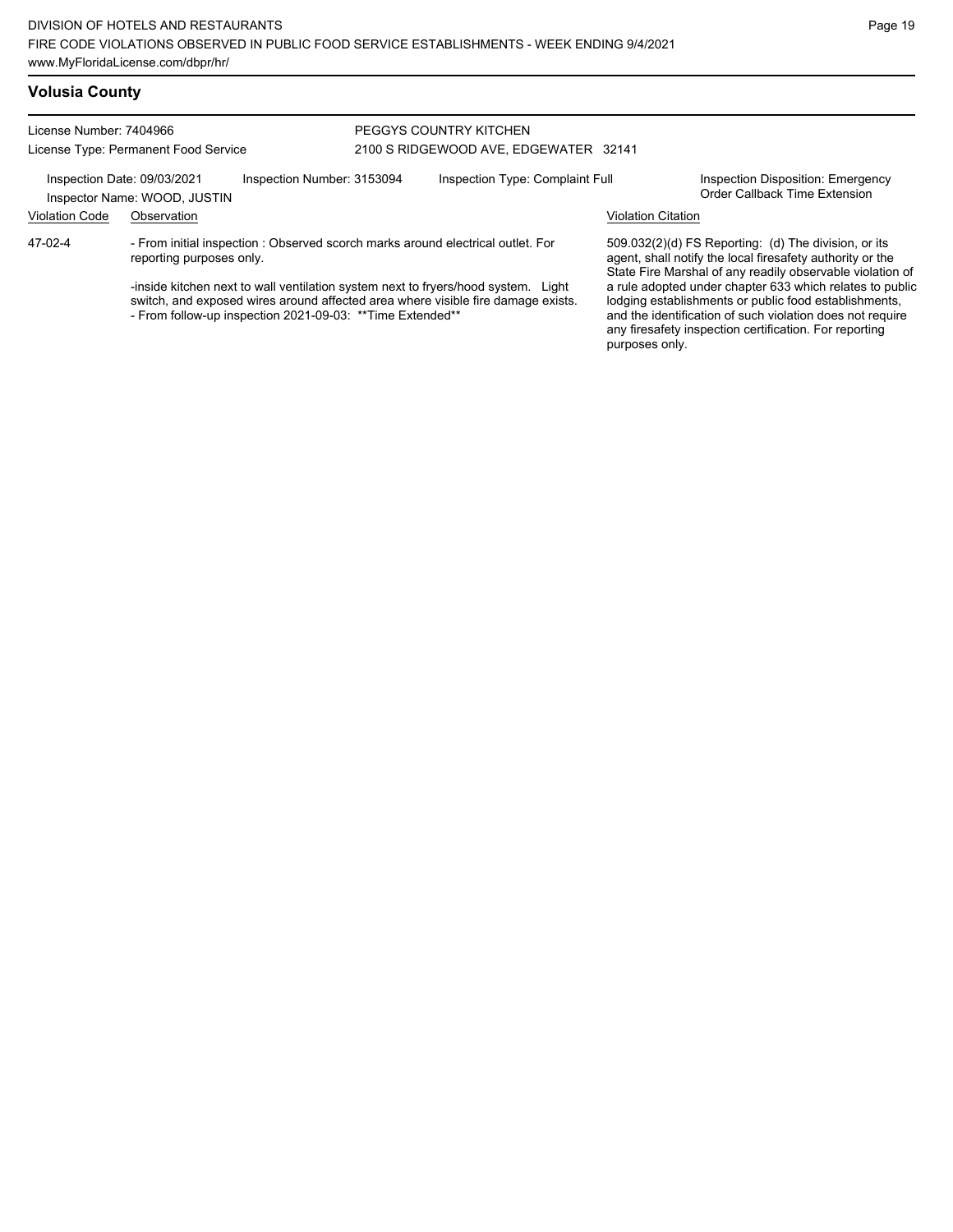## Volusia County

License Number: 7404966
License Type: Permanent Food Service

PEGGYS COUNTRY KITCHEN
2100 S RIDGEWOOD AVE, EDGEWATER 32141

Inspection Date: 09/03/2021
Inspector Name: WOOD, JUSTIN
Inspection Number: 3153094
Inspection Type: Complaint Full
Inspection Disposition: Emergency Order Callback Time Extension

| Violation Code | Observation | Violation Citation |
|---|---|---|
| 47-02-4 | - From initial inspection : Observed scorch marks around electrical outlet. For reporting purposes only.<br><br>-inside kitchen next to wall ventilation system next to fryers/hood system. Light switch, and exposed wires around affected area where visible fire damage exists.<br>- From follow-up inspection 2021-09-03: **Time Extended** | 509.032(2)(d) FS Reporting: (d) The division, or its agent, shall notify the local firesafety authority or the State Fire Marshal of any readily observable violation of a rule adopted under chapter 633 which relates to public lodging establishments or public food establishments, and the identification of such violation does not require any firesafety inspection certification. For reporting purposes only. |